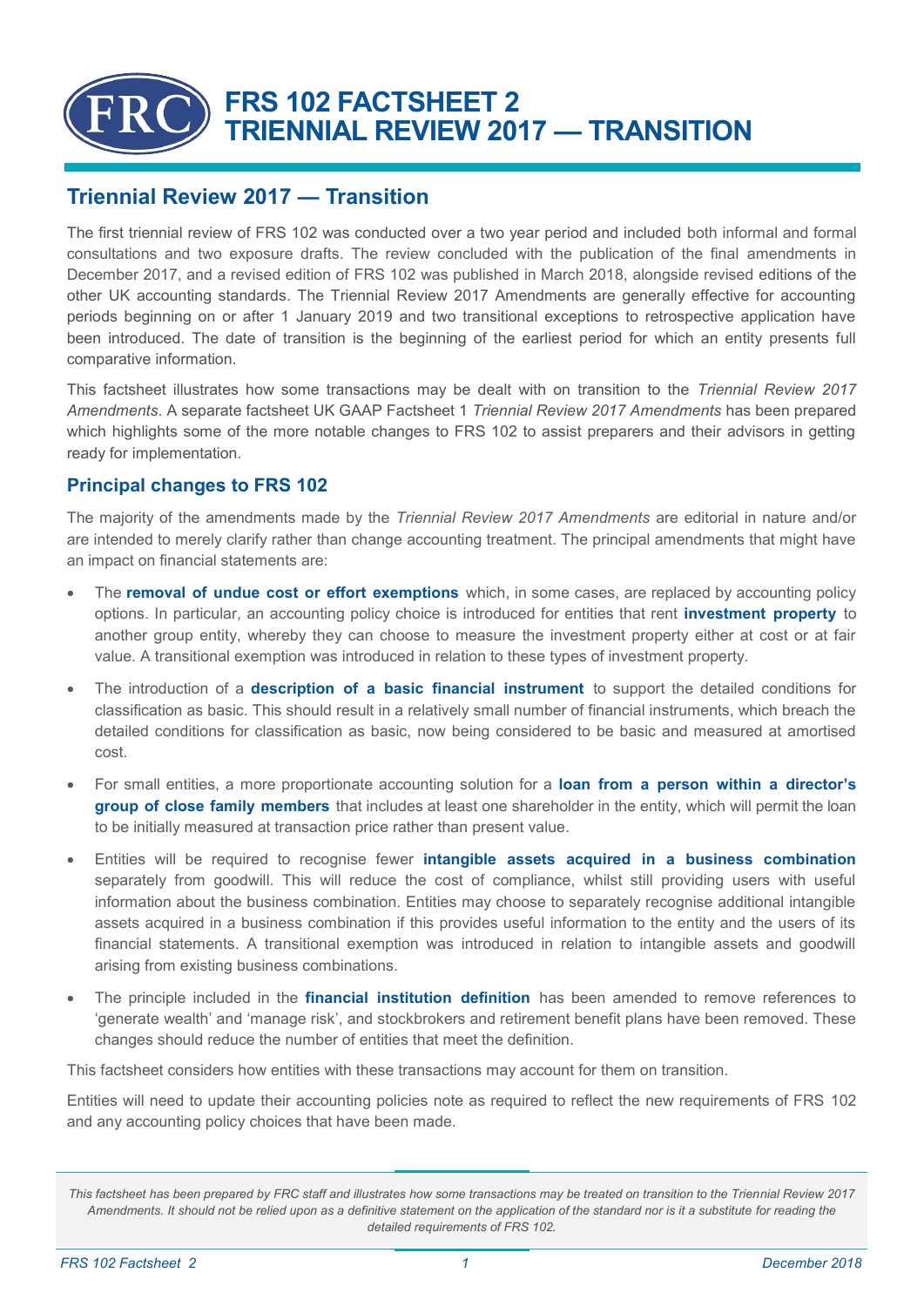# FRS 102 FACTSHEET 2
# TRIENNIAL REVIEW 2017 — TRANSITION

## Triennial Review 2017 — Transition

The first triennial review of FRS 102 was conducted over a two year period and included both informal and formal consultations and two exposure drafts. The review concluded with the publication of the final amendments in December 2017, and a revised edition of FRS 102 was published in March 2018, alongside revised editions of the other UK accounting standards. The Triennial Review 2017 Amendments are generally effective for accounting periods beginning on or after 1 January 2019 and two transitional exceptions to retrospective application have been introduced. The date of transition is the beginning of the earliest period for which an entity presents full comparative information.

This factsheet illustrates how some transactions may be dealt with on transition to the *Triennial Review 2017 Amendments*. A separate factsheet UK GAAP Factsheet 1 *Triennial Review 2017 Amendments* has been prepared which highlights some of the more notable changes to FRS 102 to assist preparers and their advisors in getting ready for implementation.

### Principal changes to FRS 102

The majority of the amendments made by the *Triennial Review 2017 Amendments* are editorial in nature and/or are intended to merely clarify rather than change accounting treatment. The principal amendments that might have an impact on financial statements are:

- The **removal of undue cost or effort exemptions** which, in some cases, are replaced by accounting policy options. In particular, an accounting policy choice is introduced for entities that rent **investment property** to another group entity, whereby they can choose to measure the investment property either at cost or at fair value. A transitional exemption was introduced in relation to these types of investment property.
- The introduction of a **description of a basic financial instrument** to support the detailed conditions for classification as basic. This should result in a relatively small number of financial instruments, which breach the detailed conditions for classification as basic, now being considered to be basic and measured at amortised cost.
- For small entities, a more proportionate accounting solution for a **loan from a person within a director's group of close family members** that includes at least one shareholder in the entity, which will permit the loan to be initially measured at transaction price rather than present value.
- Entities will be required to recognise fewer **intangible assets acquired in a business combination** separately from goodwill. This will reduce the cost of compliance, whilst still providing users with useful information about the business combination. Entities may choose to separately recognise additional intangible assets acquired in a business combination if this provides useful information to the entity and the users of its financial statements. A transitional exemption was introduced in relation to intangible assets and goodwill arising from existing business combinations.
- The principle included in the **financial institution definition** has been amended to remove references to 'generate wealth' and 'manage risk', and stockbrokers and retirement benefit plans have been removed. These changes should reduce the number of entities that meet the definition.

This factsheet considers how entities with these transactions may account for them on transition.

Entities will need to update their accounting policies note as required to reflect the new requirements of FRS 102 and any accounting policy choices that have been made.

*This factsheet has been prepared by FRC staff and illustrates how some transactions may be treated on transition to the Triennial Review 2017 Amendments. It should not be relied upon as a definitive statement on the application of the standard nor is it a substitute for reading the detailed requirements of FRS 102.*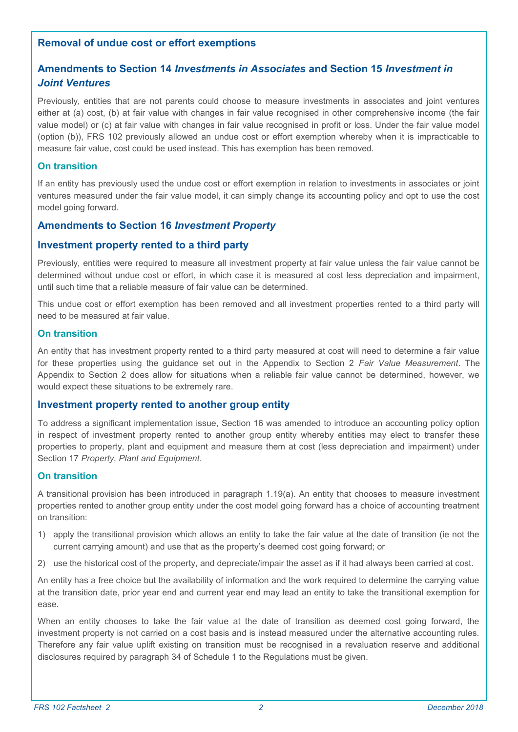## Removal of undue cost or effort exemptions

## Amendments to Section 14 *Investments in Associates* and Section 15 *Investment in Joint Ventures*

Previously, entities that are not parents could choose to measure investments in associates and joint ventures either at (a) cost, (b) at fair value with changes in fair value recognised in other comprehensive income (the fair value model) or (c) at fair value with changes in fair value recognised in profit or loss. Under the fair value model (option (b)), FRS 102 previously allowed an undue cost or effort exemption whereby when it is impracticable to measure fair value, cost could be used instead. This has exemption has been removed.

### On transition

If an entity has previously used the undue cost or effort exemption in relation to investments in associates or joint ventures measured under the fair value model, it can simply change its accounting policy and opt to use the cost model going forward.

## Amendments to Section 16 *Investment Property*

## Investment property rented to a third party

Previously, entities were required to measure all investment property at fair value unless the fair value cannot be determined without undue cost or effort, in which case it is measured at cost less depreciation and impairment, until such time that a reliable measure of fair value can be determined.

This undue cost or effort exemption has been removed and all investment properties rented to a third party will need to be measured at fair value.

### On transition

An entity that has investment property rented to a third party measured at cost will need to determine a fair value for these properties using the guidance set out in the Appendix to Section 2 *Fair Value Measurement*. The Appendix to Section 2 does allow for situations when a reliable fair value cannot be determined, however, we would expect these situations to be extremely rare.

## Investment property rented to another group entity

To address a significant implementation issue, Section 16 was amended to introduce an accounting policy option in respect of investment property rented to another group entity whereby entities may elect to transfer these properties to property, plant and equipment and measure them at cost (less depreciation and impairment) under Section 17 *Property, Plant and Equipment*.

### On transition

A transitional provision has been introduced in paragraph 1.19(a). An entity that chooses to measure investment properties rented to another group entity under the cost model going forward has a choice of accounting treatment on transition:

1) apply the transitional provision which allows an entity to take the fair value at the date of transition (ie not the current carrying amount) and use that as the property's deemed cost going forward; or
2) use the historical cost of the property, and depreciate/impair the asset as if it had always been carried at cost.

An entity has a free choice but the availability of information and the work required to determine the carrying value at the transition date, prior year end and current year end may lead an entity to take the transitional exemption for ease.

When an entity chooses to take the fair value at the date of transition as deemed cost going forward, the investment property is not carried on a cost basis and is instead measured under the alternative accounting rules. Therefore any fair value uplift existing on transition must be recognised in a revaluation reserve and additional disclosures required by paragraph 34 of Schedule 1 to the Regulations must be given.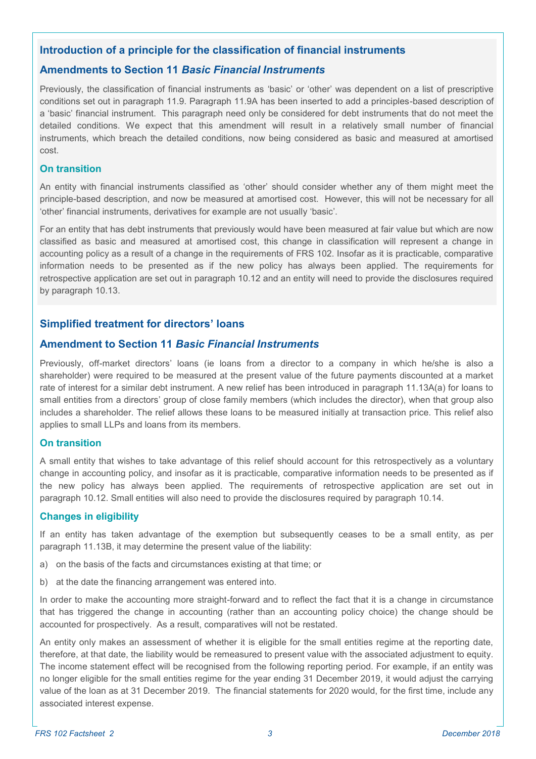## Introduction of a principle for the classification of financial instruments

### Amendments to Section 11 *Basic Financial Instruments*

Previously, the classification of financial instruments as 'basic' or 'other' was dependent on a list of prescriptive conditions set out in paragraph 11.9. Paragraph 11.9A has been inserted to add a principles-based description of a 'basic' financial instrument. This paragraph need only be considered for debt instruments that do not meet the detailed conditions. We expect that this amendment will result in a relatively small number of financial instruments, which breach the detailed conditions, now being considered as basic and measured at amortised cost.

#### On transition

An entity with financial instruments classified as 'other' should consider whether any of them might meet the principle-based description, and now be measured at amortised cost. However, this will not be necessary for all 'other' financial instruments, derivatives for example are not usually 'basic'.

For an entity that has debt instruments that previously would have been measured at fair value but which are now classified as basic and measured at amortised cost, this change in classification will represent a change in accounting policy as a result of a change in the requirements of FRS 102. Insofar as it is practicable, comparative information needs to be presented as if the new policy has always been applied. The requirements for retrospective application are set out in paragraph 10.12 and an entity will need to provide the disclosures required by paragraph 10.13.

## Simplified treatment for directors' loans

### Amendment to Section 11 *Basic Financial Instruments*

Previously, off-market directors' loans (ie loans from a director to a company in which he/she is also a shareholder) were required to be measured at the present value of the future payments discounted at a market rate of interest for a similar debt instrument. A new relief has been introduced in paragraph 11.13A(a) for loans to small entities from a directors' group of close family members (which includes the director), when that group also includes a shareholder. The relief allows these loans to be measured initially at transaction price. This relief also applies to small LLPs and loans from its members.

#### On transition

A small entity that wishes to take advantage of this relief should account for this retrospectively as a voluntary change in accounting policy, and insofar as it is practicable, comparative information needs to be presented as if the new policy has always been applied. The requirements of retrospective application are set out in paragraph 10.12. Small entities will also need to provide the disclosures required by paragraph 10.14.

#### Changes in eligibility

If an entity has taken advantage of the exemption but subsequently ceases to be a small entity, as per paragraph 11.13B, it may determine the present value of the liability:

a) on the basis of the facts and circumstances existing at that time; or

b) at the date the financing arrangement was entered into.

In order to make the accounting more straight-forward and to reflect the fact that it is a change in circumstance that has triggered the change in accounting (rather than an accounting policy choice) the change should be accounted for prospectively. As a result, comparatives will not be restated.

An entity only makes an assessment of whether it is eligible for the small entities regime at the reporting date, therefore, at that date, the liability would be remeasured to present value with the associated adjustment to equity. The income statement effect will be recognised from the following reporting period. For example, if an entity was no longer eligible for the small entities regime for the year ending 31 December 2019, it would adjust the carrying value of the loan as at 31 December 2019. The financial statements for 2020 would, for the first time, include any associated interest expense.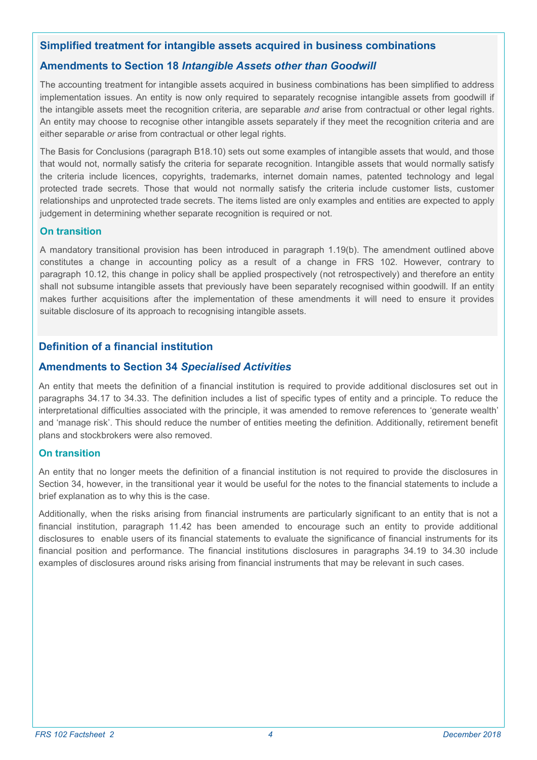## Simplified treatment for intangible assets acquired in business combinations

### Amendments to Section 18 *Intangible Assets other than Goodwill*

The accounting treatment for intangible assets acquired in business combinations has been simplified to address implementation issues. An entity is now only required to separately recognise intangible assets from goodwill if the intangible assets meet the recognition criteria, are separable *and* arise from contractual or other legal rights. An entity may choose to recognise other intangible assets separately if they meet the recognition criteria and are either separable *or* arise from contractual or other legal rights.

The Basis for Conclusions (paragraph B18.10) sets out some examples of intangible assets that would, and those that would not, normally satisfy the criteria for separate recognition. Intangible assets that would normally satisfy the criteria include licences, copyrights, trademarks, internet domain names, patented technology and legal protected trade secrets. Those that would not normally satisfy the criteria include customer lists, customer relationships and unprotected trade secrets. The items listed are only examples and entities are expected to apply judgement in determining whether separate recognition is required or not.

#### On transition

A mandatory transitional provision has been introduced in paragraph 1.19(b). The amendment outlined above constitutes a change in accounting policy as a result of a change in FRS 102. However, contrary to paragraph 10.12, this change in policy shall be applied prospectively (not retrospectively) and therefore an entity shall not subsume intangible assets that previously have been separately recognised within goodwill. If an entity makes further acquisitions after the implementation of these amendments it will need to ensure it provides suitable disclosure of its approach to recognising intangible assets.

## Definition of a financial institution

### Amendments to Section 34 *Specialised Activities*

An entity that meets the definition of a financial institution is required to provide additional disclosures set out in paragraphs 34.17 to 34.33. The definition includes a list of specific types of entity and a principle. To reduce the interpretational difficulties associated with the principle, it was amended to remove references to 'generate wealth' and 'manage risk'. This should reduce the number of entities meeting the definition. Additionally, retirement benefit plans and stockbrokers were also removed.

#### On transition

An entity that no longer meets the definition of a financial institution is not required to provide the disclosures in Section 34, however, in the transitional year it would be useful for the notes to the financial statements to include a brief explanation as to why this is the case.

Additionally, when the risks arising from financial instruments are particularly significant to an entity that is not a financial institution, paragraph 11.42 has been amended to encourage such an entity to provide additional disclosures to enable users of its financial statements to evaluate the significance of financial instruments for its financial position and performance. The financial institutions disclosures in paragraphs 34.19 to 34.30 include examples of disclosures around risks arising from financial instruments that may be relevant in such cases.